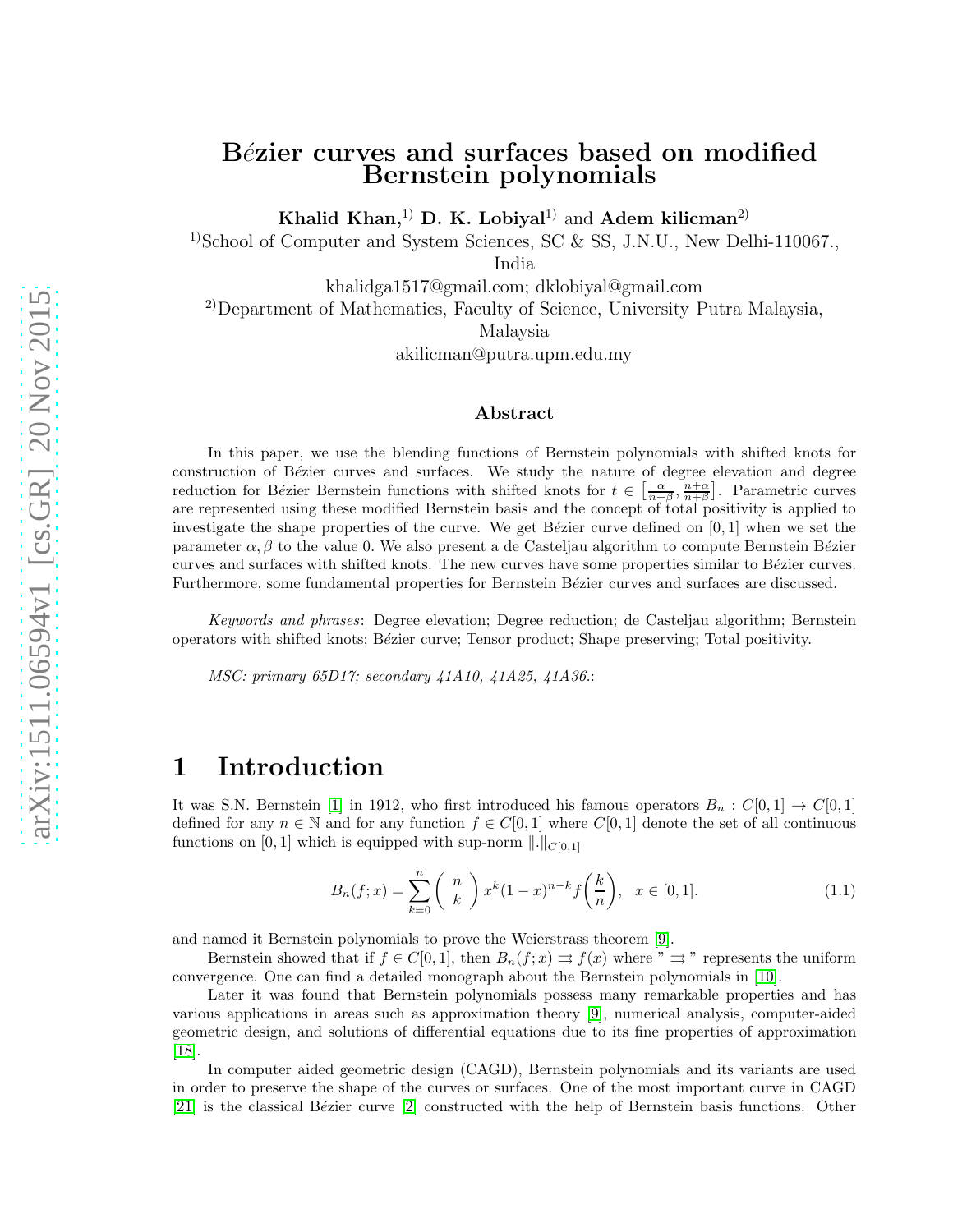# Bézier curves and surfaces based on modified Bernstein polynomials

**Khalid Khan,**[1)] **D. K. Lobiyal**[1)] and **Adem kilicman**[2)]

[1)]School of Computer and System Sciences, SC & SS, J.N.U., New Delhi-110067., India

khalidga1517@gmail.com; dklobiyal@gmail.com

[2)]Department of Mathematics, Faculty of Science, University Putra Malaysia, Malaysia

akilicman@putra.upm.edu.my

### Abstract

In this paper, we use the blending functions of Bernstein polynomials with shifted knots for construction of Bézier curves and surfaces. We study the nature of degree elevation and degree reduction for Bézier Bernstein functions with shifted knots for $t \in \left[\frac{\alpha}{n+\beta}, \frac{n+\alpha}{n+\beta}\right]$. Parametric curves are represented using these modified Bernstein basis and the concept of total positivity is applied to investigate the shape properties of the curve. We get Bézier curve defined on $[0,1]$ when we set the parameter $\alpha, \beta$ to the value 0. We also present a de Casteljau algorithm to compute Bernstein Bézier curves and surfaces with shifted knots. The new curves have some properties similar to Bézier curves. Furthermore, some fundamental properties for Bernstein Bézier curves and surfaces are discussed.

*Keywords and phrases*: Degree elevation; Degree reduction; de Casteljau algorithm; Bernstein operators with shifted knots; Bézier curve; Tensor product; Shape preserving; Total positivity.

*MSC: primary 65D17; secondary 41A10, 41A25, 41A36.*:

## 1 Introduction

It was S.N. Bernstein [1] in 1912, who first introduced his famous operators $B_n : C[0,1] \to C[0,1]$ defined for any $n \in \mathbb{N}$ and for any function $f \in C[0,1]$ where $C[0,1]$ denote the set of all continuous functions on $[0,1]$ which is equipped with sup-norm $\|.\|_{C[0,1]}$

$$B_n(f;x) = \sum_{k=0}^{n} \binom{n}{k} x^k (1-x)^{n-k} f\left(\frac{k}{n}\right), \quad x \in [0,1]. \tag{1.1}$$

and named it Bernstein polynomials to prove the Weierstrass theorem [9].

Bernstein showed that if $f \in C[0,1]$, then $B_n(f;x) \rightrightarrows f(x)$ where " $\rightrightarrows$ " represents the uniform convergence. One can find a detailed monograph about the Bernstein polynomials in [10].

Later it was found that Bernstein polynomials possess many remarkable properties and has various applications in areas such as approximation theory [9], numerical analysis, computer-aided geometric design, and solutions of differential equations due to its fine properties of approximation [18].

In computer aided geometric design (CAGD), Bernstein polynomials and its variants are used in order to preserve the shape of the curves or surfaces. One of the most important curve in CAGD [21] is the classical Bézier curve [2] constructed with the help of Bernstein basis functions. Other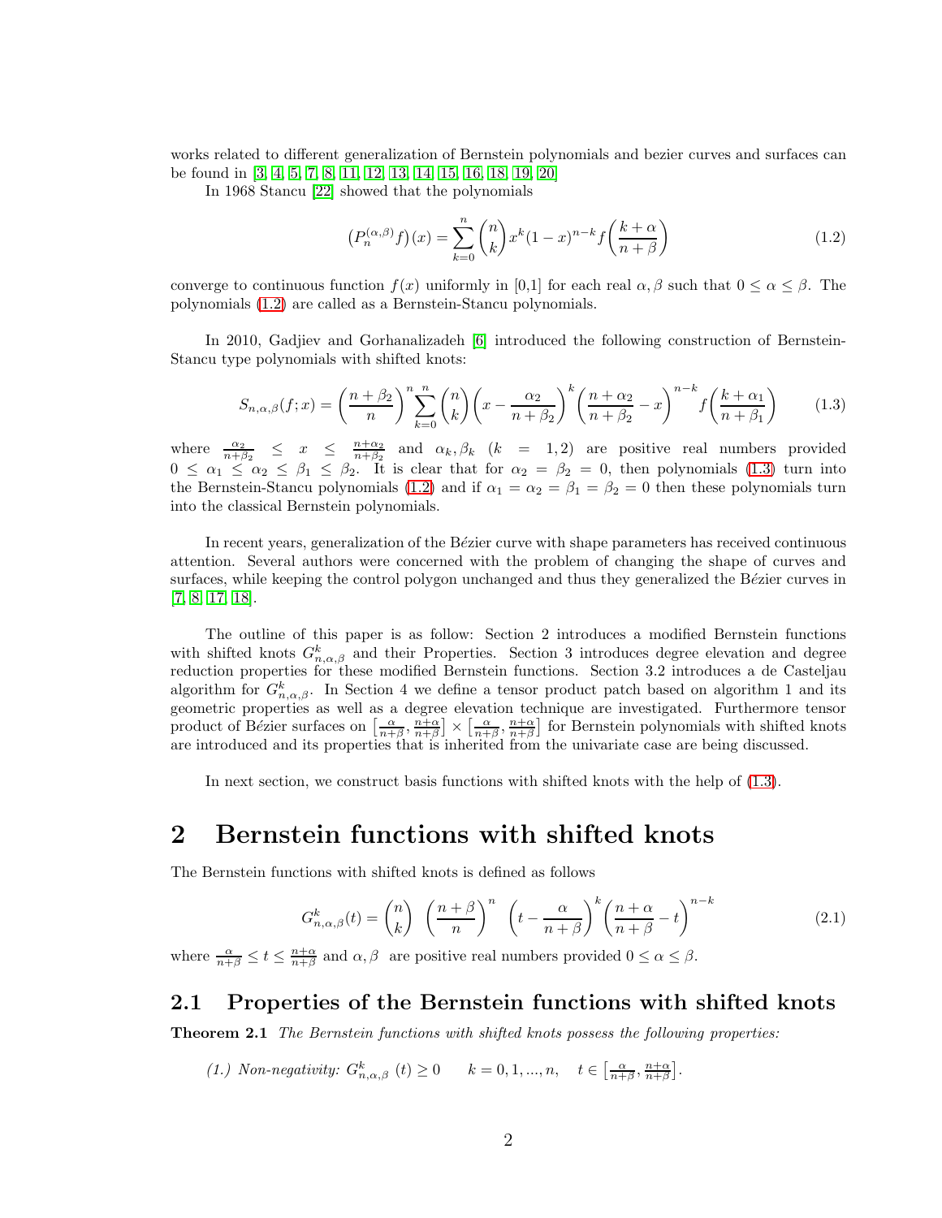works related to different generalization of Bernstein polynomials and bezier curves and surfaces can be found in [3, 4, 5, 7, 8, 11, 12, 13, 14, 15, 16, 18, 19, 20]

In 1968 Stancu [22] showed that the polynomials

$$\left(P_n^{(\alpha,\beta)} f\right)(x) = \sum_{k=0}^{n} \binom{n}{k} x^k (1-x)^{n-k} f\left(\frac{k+\alpha}{n+\beta}\right) \tag{1.2}$$

converge to continuous function $f(x)$ uniformly in [0,1] for each real $\alpha, \beta$ such that $0 \leq \alpha \leq \beta$. The polynomials (1.2) are called as a Bernstein-Stancu polynomials.

In 2010, Gadjiev and Gorhanalizadeh [6] introduced the following construction of Bernstein-Stancu type polynomials with shifted knots:

$$S_{n,\alpha,\beta}(f;x) = \left(\frac{n+\beta_2}{n}\right)^n \sum_{k=0}^{n} \binom{n}{k} \left(x - \frac{\alpha_2}{n+\beta_2}\right)^k \left(\frac{n+\alpha_2}{n+\beta_2} - x\right)^{n-k} f\left(\frac{k+\alpha_1}{n+\beta_1}\right) \tag{1.3}$$

where $\frac{\alpha_2}{n+\beta_2} \leq x \leq \frac{n+\alpha_2}{n+\beta_2}$ and $\alpha_k, \beta_k \ (k = 1, 2)$ are positive real numbers provided $0 \leq \alpha_1 \leq \alpha_2 \leq \beta_1 \leq \beta_2$. It is clear that for $\alpha_2 = \beta_2 = 0$, then polynomials (1.3) turn into the Bernstein-Stancu polynomials (1.2) and if $\alpha_1 = \alpha_2 = \beta_1 = \beta_2 = 0$ then these polynomials turn into the classical Bernstein polynomials.

In recent years, generalization of the Bézier curve with shape parameters has received continuous attention. Several authors were concerned with the problem of changing the shape of curves and surfaces, while keeping the control polygon unchanged and thus they generalized the Bézier curves in [7, 8, 17, 18].

The outline of this paper is as follow: Section 2 introduces a modified Bernstein functions with shifted knots $G^k_{n,\alpha,\beta}$ and their Properties. Section 3 introduces degree elevation and degree reduction properties for these modified Bernstein functions. Section 3.2 introduces a de Casteljau algorithm for $G^k_{n,\alpha,\beta}$. In Section 4 we define a tensor product patch based on algorithm 1 and its geometric properties as well as a degree elevation technique are investigated. Furthermore tensor product of Bézier surfaces on $\left[\frac{\alpha}{n+\beta}, \frac{n+\alpha}{n+\beta}\right] \times \left[\frac{\alpha}{n+\beta}, \frac{n+\alpha}{n+\beta}\right]$ for Bernstein polynomials with shifted knots are introduced and its properties that is inherited from the univariate case are being discussed.

In next section, we construct basis functions with shifted knots with the help of (1.3).

# 2 Bernstein functions with shifted knots

The Bernstein functions with shifted knots is defined as follows

$$G^k_{n,\alpha,\beta}(t) = \binom{n}{k} \left(\frac{n+\beta}{n}\right)^n \left(t - \frac{\alpha}{n+\beta}\right)^k \left(\frac{n+\alpha}{n+\beta} - t\right)^{n-k} \tag{2.1}$$

where $\frac{\alpha}{n+\beta} \leq t \leq \frac{n+\alpha}{n+\beta}$ and $\alpha, \beta$ are positive real numbers provided $0 \leq \alpha \leq \beta$.

## 2.1 Properties of the Bernstein functions with shifted knots

**Theorem 2.1** *The Bernstein functions with shifted knots possess the following properties:*

*(1.) Non-negativity:* $G^k_{n,\alpha,\beta}(t) \geq 0 \qquad k = 0, 1, ..., n, \quad t \in \left[\frac{\alpha}{n+\beta}, \frac{n+\alpha}{n+\beta}\right]$.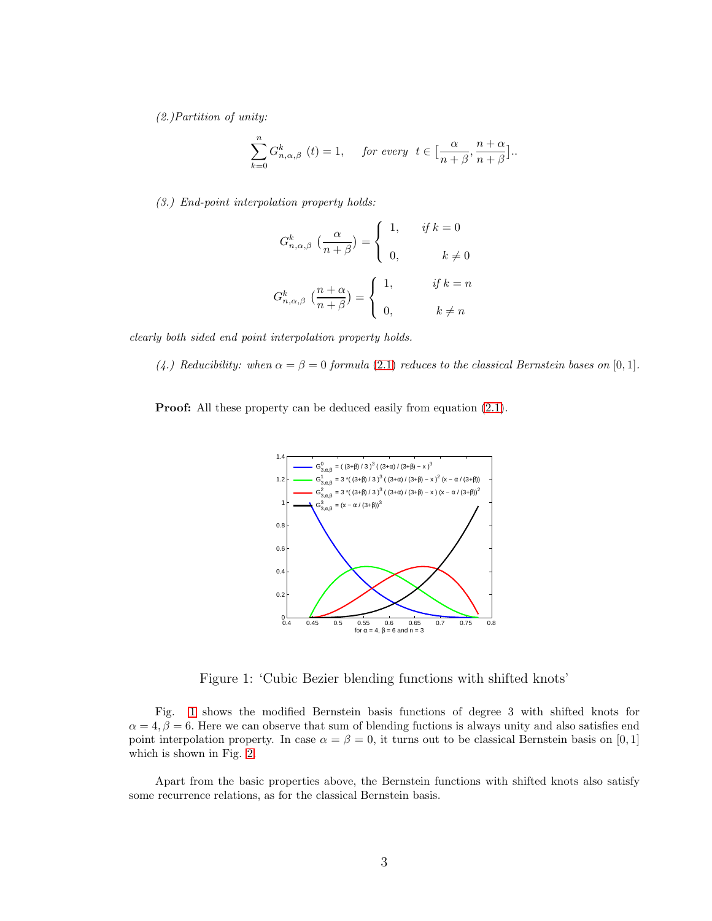*(2.)Partition of unity:*

$$\sum_{k=0}^{n} G^k_{n,\alpha,\beta}\ (t) = 1, \quad \textit{for every} \;\; t \in \Big[\frac{\alpha}{n+\beta}, \frac{n+\alpha}{n+\beta}\Big]..$$

*(3.) End-point interpolation property holds:*

$$G^k_{n,\alpha,\beta}\ \Big(\frac{\alpha}{n+\beta}\Big) = \begin{cases} 1, & \textit{if } k = 0 \\ 0, & k \neq 0 \end{cases}$$

$$G^k_{n,\alpha,\beta}\ \Big(\frac{n+\alpha}{n+\beta}\Big) = \begin{cases} 1, & \textit{if } k = n \\ 0, & k \neq n \end{cases}$$

*clearly both sided end point interpolation property holds.*

*(4.) Reducibility: when $\alpha = \beta = 0$ formula (2.1) reduces to the classical Bernstein bases on $[0, 1]$.*

**Proof:** All these property can be deduced easily from equation (2.1).

Figure 1: 'Cubic Bezier blending functions with shifted knots'

Fig. 1 shows the modified Bernstein basis functions of degree 3 with shifted knots for $\alpha = 4, \beta = 6$. Here we can observe that sum of blending fuctions is always unity and also satisfies end point interpolation property. In case $\alpha = \beta = 0$, it turns out to be classical Bernstein basis on $[0, 1]$ which is shown in Fig. 2.

Apart from the basic properties above, the Bernstein functions with shifted knots also satisfy some recurrence relations, as for the classical Bernstein basis.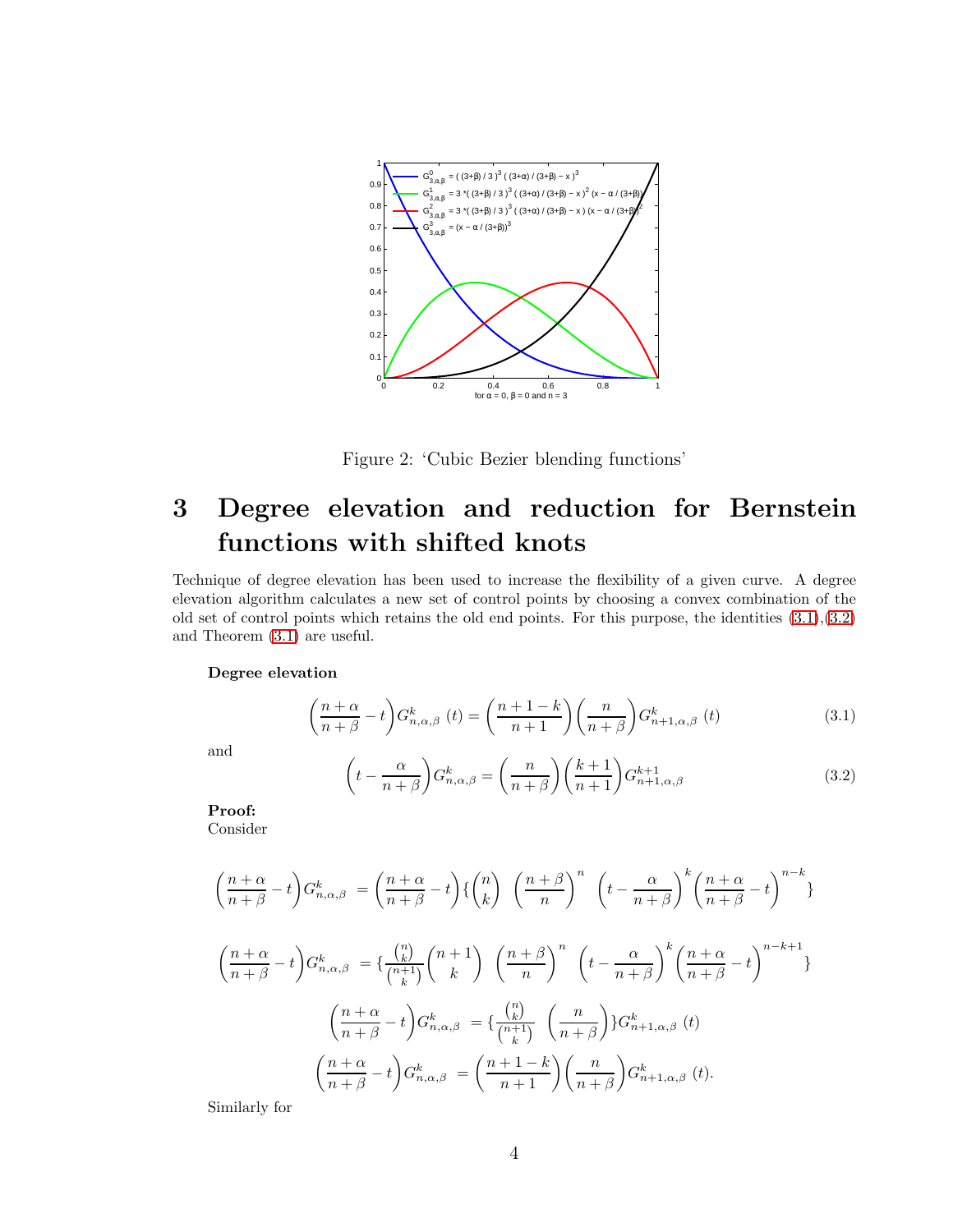Figure 2: 'Cubic Bezier blending functions'

# 3 Degree elevation and reduction for Bernstein functions with shifted knots

Technique of degree elevation has been used to increase the flexibility of a given curve. A degree elevation algorithm calculates a new set of control points by choosing a convex combination of the old set of control points which retains the old end points. For this purpose, the identities (3.1),(3.2) and Theorem (3.1) are useful.

**Degree elevation**

$$\left(\frac{n+\alpha}{n+\beta}-t\right)G^{k}_{n,\alpha,\beta}\ (t)=\left(\frac{n+1-k}{n+1}\right)\left(\frac{n}{n+\beta}\right)G^{k}_{n+1,\alpha,\beta}\ (t) \tag{3.1}$$

and

$$\left(t-\frac{\alpha}{n+\beta}\right)G^{k}_{n,\alpha,\beta}=\left(\frac{n}{n+\beta}\right)\left(\frac{k+1}{n+1}\right)G^{k+1}_{n+1,\alpha,\beta} \tag{3.2}$$

**Proof:**
Consider

$$\left(\frac{n+\alpha}{n+\beta}-t\right)G^{k}_{n,\alpha,\beta}\ =\left(\frac{n+\alpha}{n+\beta}-t\right)\{\binom{n}{k}\ \left(\frac{n+\beta}{n}\right)^{n}\ \left(t-\frac{\alpha}{n+\beta}\right)^{k}\left(\frac{n+\alpha}{n+\beta}-t\right)^{n-k}\}$$

$$\left(\frac{n+\alpha}{n+\beta}-t\right)G^{k}_{n,\alpha,\beta}\ =\{\frac{\binom{n}{k}}{\binom{n+1}{k}}\binom{n+1}{k}\ \left(\frac{n+\beta}{n}\right)^{n}\ \left(t-\frac{\alpha}{n+\beta}\right)^{k}\left(\frac{n+\alpha}{n+\beta}-t\right)^{n-k+1}\}$$

$$\left(\frac{n+\alpha}{n+\beta}-t\right)G^{k}_{n,\alpha,\beta}\ =\{\frac{\binom{n}{k}}{\binom{n+1}{k}}\ \left(\frac{n}{n+\beta}\right)\}G^{k}_{n+1,\alpha,\beta}\ (t)$$

$$\left(\frac{n+\alpha}{n+\beta}-t\right)G^{k}_{n,\alpha,\beta}\ =\left(\frac{n+1-k}{n+1}\right)\left(\frac{n}{n+\beta}\right)G^{k}_{n+1,\alpha,\beta}\ (t).$$

Similarly for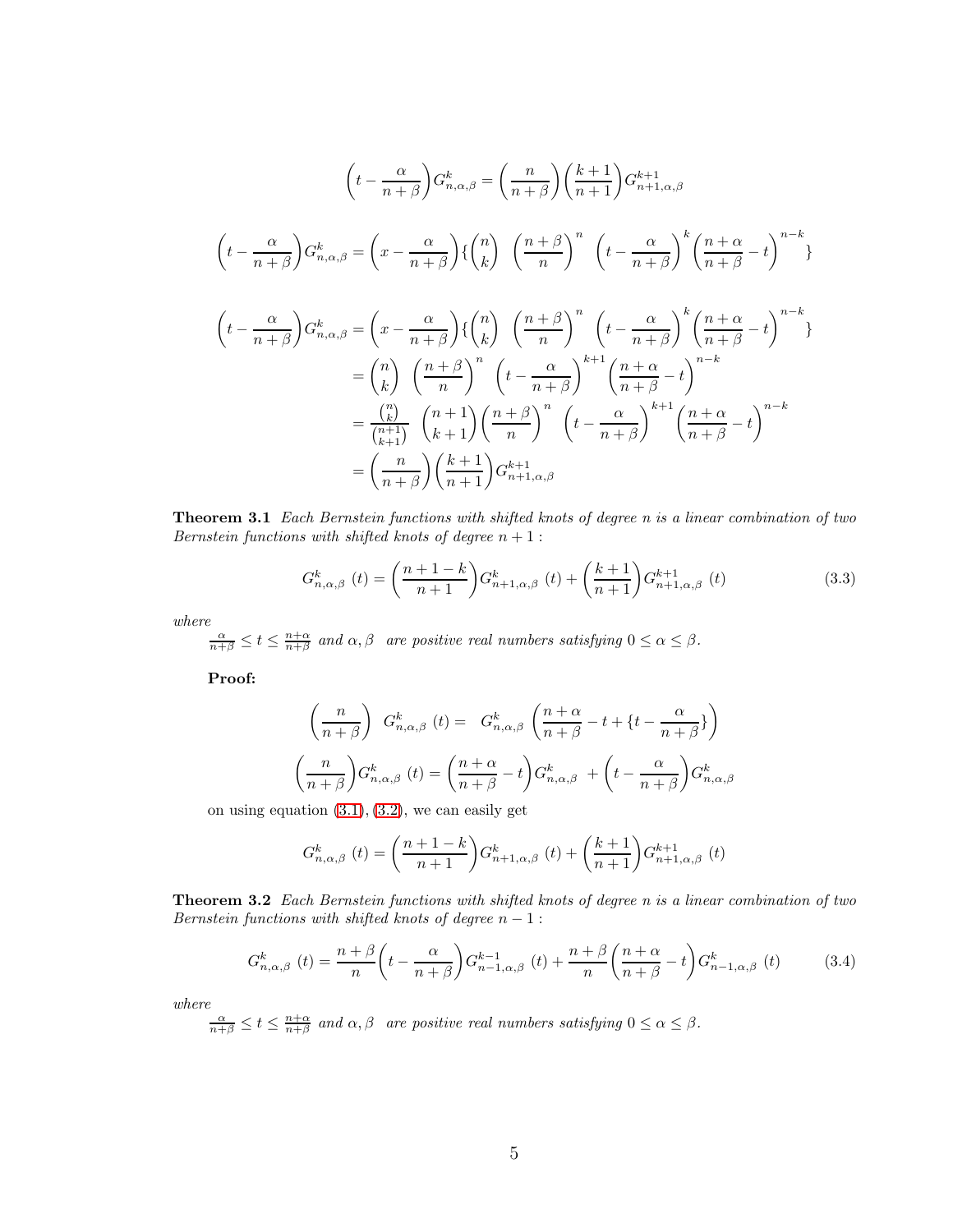$$\left(t - \frac{\alpha}{n+\beta}\right) G^{k}_{n,\alpha,\beta} = \left(\frac{n}{n+\beta}\right)\left(\frac{k+1}{n+1}\right) G^{k+1}_{n+1,\alpha,\beta}$$

$$\left(t - \frac{\alpha}{n+\beta}\right) G^{k}_{n,\alpha,\beta} = \left(x - \frac{\alpha}{n+\beta}\right)\{\binom{n}{k} \left(\frac{n+\beta}{n}\right)^{n} \left(t - \frac{\alpha}{n+\beta}\right)^{k} \left(\frac{n+\alpha}{n+\beta} - t\right)^{n-k}\}$$

$$\begin{aligned}
\left(t - \frac{\alpha}{n+\beta}\right) G^{k}_{n,\alpha,\beta} &= \left(x - \frac{\alpha}{n+\beta}\right)\{\binom{n}{k} \left(\frac{n+\beta}{n}\right)^{n} \left(t - \frac{\alpha}{n+\beta}\right)^{k} \left(\frac{n+\alpha}{n+\beta} - t\right)^{n-k}\} \\
&= \binom{n}{k} \left(\frac{n+\beta}{n}\right)^{n} \left(t - \frac{\alpha}{n+\beta}\right)^{k+1} \left(\frac{n+\alpha}{n+\beta} - t\right)^{n-k} \\
&= \frac{\binom{n}{k}}{\binom{n+1}{k+1}} \binom{n+1}{k+1} \left(\frac{n+\beta}{n}\right)^{n} \left(t - \frac{\alpha}{n+\beta}\right)^{k+1} \left(\frac{n+\alpha}{n+\beta} - t\right)^{n-k} \\
&= \left(\frac{n}{n+\beta}\right)\left(\frac{k+1}{n+1}\right) G^{k+1}_{n+1,\alpha,\beta}
\end{aligned}$$

**Theorem 3.1** *Each Bernstein functions with shifted knots of degree n is a linear combination of two Bernstein functions with shifted knots of degree $n+1$ :*

$$G^{k}_{n,\alpha,\beta}\ (t) = \left(\frac{n+1-k}{n+1}\right) G^{k}_{n+1,\alpha,\beta}\ (t) + \left(\frac{k+1}{n+1}\right) G^{k+1}_{n+1,\alpha,\beta}\ (t) \tag{3.3}$$

*where*
$\frac{\alpha}{n+\beta} \leq t \leq \frac{n+\alpha}{n+\beta}$ *and $\alpha, \beta$ are positive real numbers satisfying $0 \leq \alpha \leq \beta$.*

**Proof:**

$$\left(\frac{n}{n+\beta}\right) G^{k}_{n,\alpha,\beta}\ (t) = G^{k}_{n,\alpha,\beta} \left(\frac{n+\alpha}{n+\beta} - t + \{t - \frac{\alpha}{n+\beta}\}\right)$$

$$\left(\frac{n}{n+\beta}\right) G^{k}_{n,\alpha,\beta}\ (t) = \left(\frac{n+\alpha}{n+\beta} - t\right) G^{k}_{n,\alpha,\beta} + \left(t - \frac{\alpha}{n+\beta}\right) G^{k}_{n,\alpha,\beta}$$

on using equation (3.1), (3.2), we can easily get

$$G^{k}_{n,\alpha,\beta}\ (t) = \left(\frac{n+1-k}{n+1}\right) G^{k}_{n+1,\alpha,\beta}\ (t) + \left(\frac{k+1}{n+1}\right) G^{k+1}_{n+1,\alpha,\beta}\ (t)$$

**Theorem 3.2** *Each Bernstein functions with shifted knots of degree n is a linear combination of two Bernstein functions with shifted knots of degree $n-1$ :*

$$G^{k}_{n,\alpha,\beta}\ (t) = \frac{n+\beta}{n}\left(t - \frac{\alpha}{n+\beta}\right) G^{k-1}_{n-1,\alpha,\beta}\ (t) + \frac{n+\beta}{n}\left(\frac{n+\alpha}{n+\beta} - t\right) G^{k}_{n-1,\alpha,\beta}\ (t) \tag{3.4}$$

*where*
$\frac{\alpha}{n+\beta} \leq t \leq \frac{n+\alpha}{n+\beta}$ *and $\alpha, \beta$ are positive real numbers satisfying $0 \leq \alpha \leq \beta$.*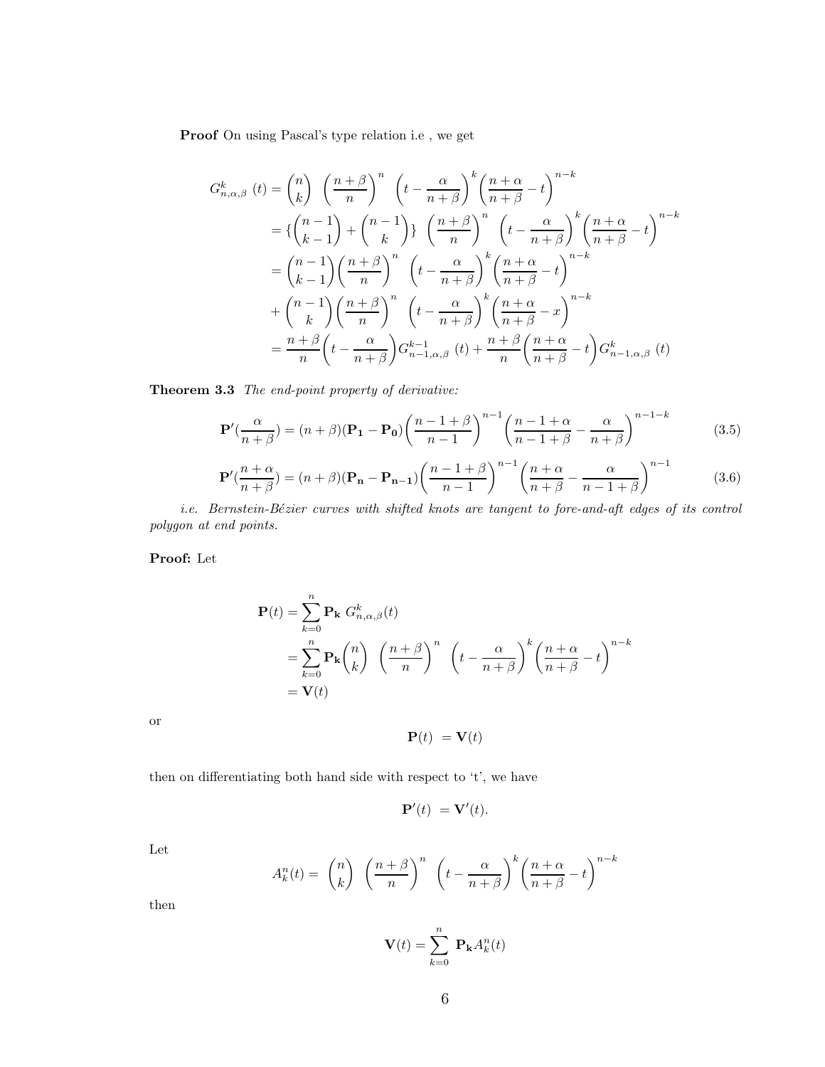**Proof** On using Pascal's type relation i.e , we get

$$
\begin{aligned}
G^{k}_{n,\alpha,\beta}\ (t) &= \binom{n}{k}\ \left(\frac{n+\beta}{n}\right)^{n}\ \left(t-\frac{\alpha}{n+\beta}\right)^{k}\left(\frac{n+\alpha}{n+\beta}-t\right)^{n-k} \\
&= \{\binom{n-1}{k-1}+\binom{n-1}{k}\}\ \left(\frac{n+\beta}{n}\right)^{n}\ \left(t-\frac{\alpha}{n+\beta}\right)^{k}\left(\frac{n+\alpha}{n+\beta}-t\right)^{n-k} \\
&= \binom{n-1}{k-1}\left(\frac{n+\beta}{n}\right)^{n}\ \left(t-\frac{\alpha}{n+\beta}\right)^{k}\left(\frac{n+\alpha}{n+\beta}-t\right)^{n-k} \\
&+ \binom{n-1}{k}\left(\frac{n+\beta}{n}\right)^{n}\ \left(t-\frac{\alpha}{n+\beta}\right)^{k}\left(\frac{n+\alpha}{n+\beta}-x\right)^{n-k} \\
&= \frac{n+\beta}{n}\left(t-\frac{\alpha}{n+\beta}\right)G^{k-1}_{n-1,\alpha,\beta}\ (t)+\frac{n+\beta}{n}\left(\frac{n+\alpha}{n+\beta}-t\right)G^{k}_{n-1,\alpha,\beta}\ (t)
\end{aligned}
$$

**Theorem 3.3** *The end-point property of derivative:*

$$
\mathbf{P}'(\frac{\alpha}{n+\beta}) = (n+\beta)(\mathbf{P_1}-\mathbf{P_0})\left(\frac{n-1+\beta}{n-1}\right)^{n-1}\left(\frac{n-1+\alpha}{n-1+\beta}-\frac{\alpha}{n+\beta}\right)^{n-1-k} \tag{3.5}
$$

$$
\mathbf{P}'(\frac{n+\alpha}{n+\beta}) = (n+\beta)(\mathbf{P_n}-\mathbf{P_{n-1}})\left(\frac{n-1+\beta}{n-1}\right)^{n-1}\left(\frac{n+\alpha}{n+\beta}-\frac{\alpha}{n-1+\beta}\right)^{n-1} \tag{3.6}
$$

*i.e. Bernstein-Bézier curves with shifted knots are tangent to fore-and-aft edges of its control polygon at end points.*

**Proof:** Let

$$
\begin{aligned}
\mathbf{P}(t) &= \sum_{k=0}^{n}\mathbf{P_k}\ G^{k}_{n,\alpha,\beta}(t) \\
&= \sum_{k=0}^{n}\mathbf{P_k}\binom{n}{k}\ \left(\frac{n+\beta}{n}\right)^{n}\ \left(t-\frac{\alpha}{n+\beta}\right)^{k}\left(\frac{n+\alpha}{n+\beta}-t\right)^{n-k} \\
&= \mathbf{V}(t)
\end{aligned}
$$

or

$$
\mathbf{P}(t)\ = \mathbf{V}(t)
$$

then on differentiating both hand side with respect to 't', we have

$$
\mathbf{P}'(t)\ = \mathbf{V}'(t).
$$

Let

$$
A^{n}_{k}(t) = \binom{n}{k}\ \left(\frac{n+\beta}{n}\right)^{n}\ \left(t-\frac{\alpha}{n+\beta}\right)^{k}\left(\frac{n+\alpha}{n+\beta}-t\right)^{n-k}
$$

then

$$
\mathbf{V}(t) = \sum_{k=0}^{n}\ \mathbf{P_k}A^{n}_{k}(t)
$$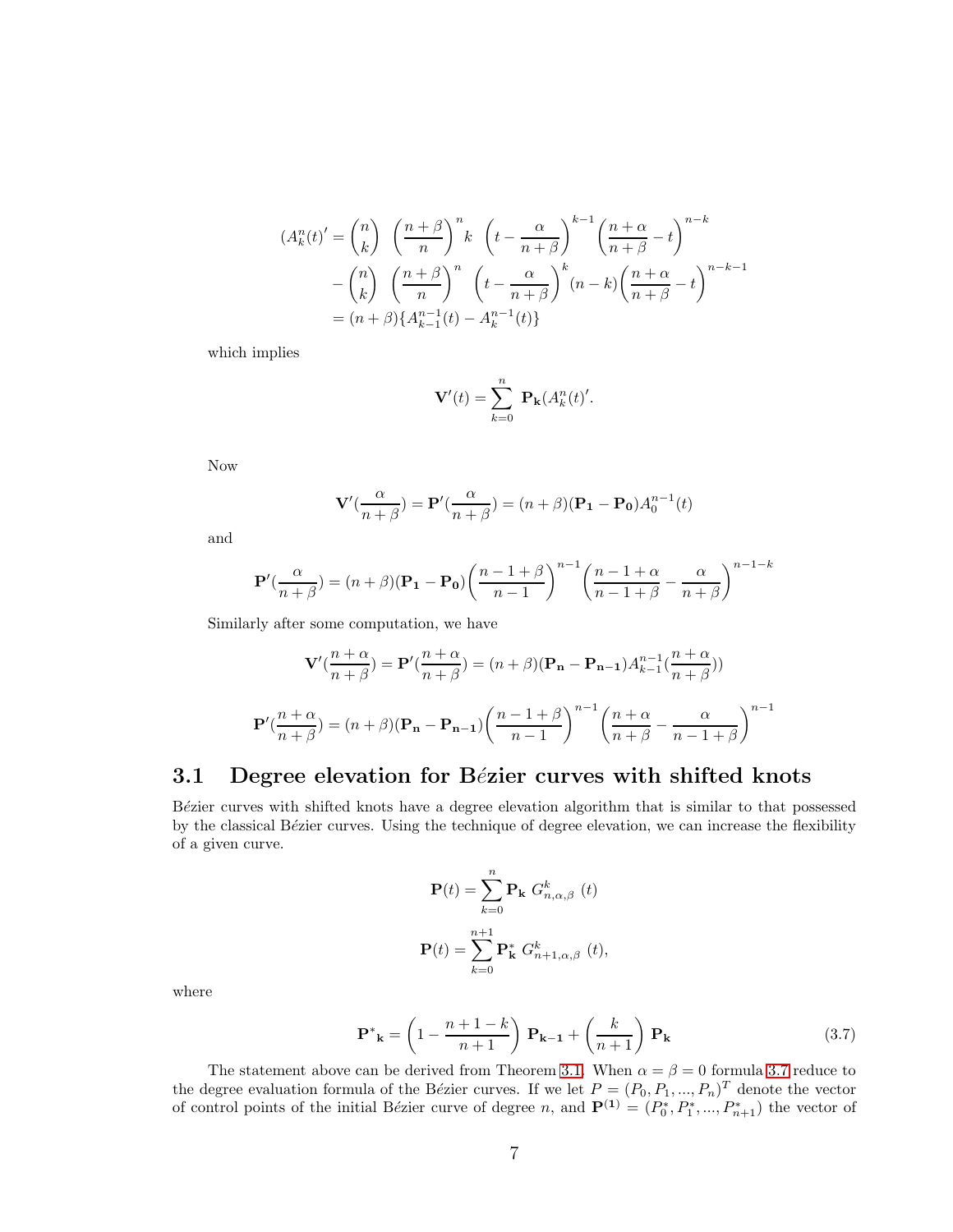$$
\begin{aligned}
(A_k^n(t))' &= \binom{n}{k} \left(\frac{n+\beta}{n}\right)^n k \left(t - \frac{\alpha}{n+\beta}\right)^{k-1} \left(\frac{n+\alpha}{n+\beta} - t\right)^{n-k} \\
&- \binom{n}{k} \left(\frac{n+\beta}{n}\right)^n \left(t - \frac{\alpha}{n+\beta}\right)^{k} (n-k) \left(\frac{n+\alpha}{n+\beta} - t\right)^{n-k-1} \\
&= (n+\beta)\{A_{k-1}^{n-1}(t) - A_k^{n-1}(t)\}
\end{aligned}
$$

which implies

$$
\mathbf{V}'(t) = \sum_{k=0}^{n} \mathbf{P_k}(A_k^n(t))'.
$$

Now

$$
\mathbf{V}'\left(\frac{\alpha}{n+\beta}\right) = \mathbf{P}'\left(\frac{\alpha}{n+\beta}\right) = (n+\beta)(\mathbf{P_1} - \mathbf{P_0})A_0^{n-1}(t)
$$

and

$$
\mathbf{P}'\left(\frac{\alpha}{n+\beta}\right) = (n+\beta)(\mathbf{P_1} - \mathbf{P_0})\left(\frac{n-1+\beta}{n-1}\right)^{n-1}\left(\frac{n-1+\alpha}{n-1+\beta} - \frac{\alpha}{n+\beta}\right)^{n-1-k}
$$

Similarly after some computation, we have

$$
\mathbf{V}'\left(\frac{n+\alpha}{n+\beta}\right) = \mathbf{P}'\left(\frac{n+\alpha}{n+\beta}\right) = (n+\beta)(\mathbf{P_n} - \mathbf{P_{n-1}})A_{k-1}^{n-1}\left(\frac{n+\alpha}{n+\beta}\right))
$$

$$
\mathbf{P}'\left(\frac{n+\alpha}{n+\beta}\right) = (n+\beta)(\mathbf{P_n} - \mathbf{P_{n-1}})\left(\frac{n-1+\beta}{n-1}\right)^{n-1}\left(\frac{n+\alpha}{n+\beta} - \frac{\alpha}{n-1+\beta}\right)^{n-1}
$$

## 3.1 Degree elevation for Bézier curves with shifted knots

Bézier curves with shifted knots have a degree elevation algorithm that is similar to that possessed by the classical Bézier curves. Using the technique of degree elevation, we can increase the flexibility of a given curve.

$$
\mathbf{P}(t) = \sum_{k=0}^{n} \mathbf{P_k}\ G_{n,\alpha,\beta}^k\ (t)
$$

$$
\mathbf{P}(t) = \sum_{k=0}^{n+1} \mathbf{P_k^*}\ G_{n+1,\alpha,\beta}^k\ (t),
$$

where

$$
\mathbf{P^*_k} = \left(1 - \frac{n+1-k}{n+1}\right) \mathbf{P_{k-1}} + \left(\frac{k}{n+1}\right) \mathbf{P_k} \tag{3.7}
$$

The statement above can be derived from Theorem 3.1. When $\alpha = \beta = 0$ formula 3.7 reduce to the degree evaluation formula of the Bézier curves. If we let $P = (P_0, P_1, ..., P_n)^T$ denote the vector of control points of the initial Bézier curve of degree $n$, and $\mathbf{P^{(1)}} = (P_0^*, P_1^*, ..., P_{n+1}^*)$ the vector of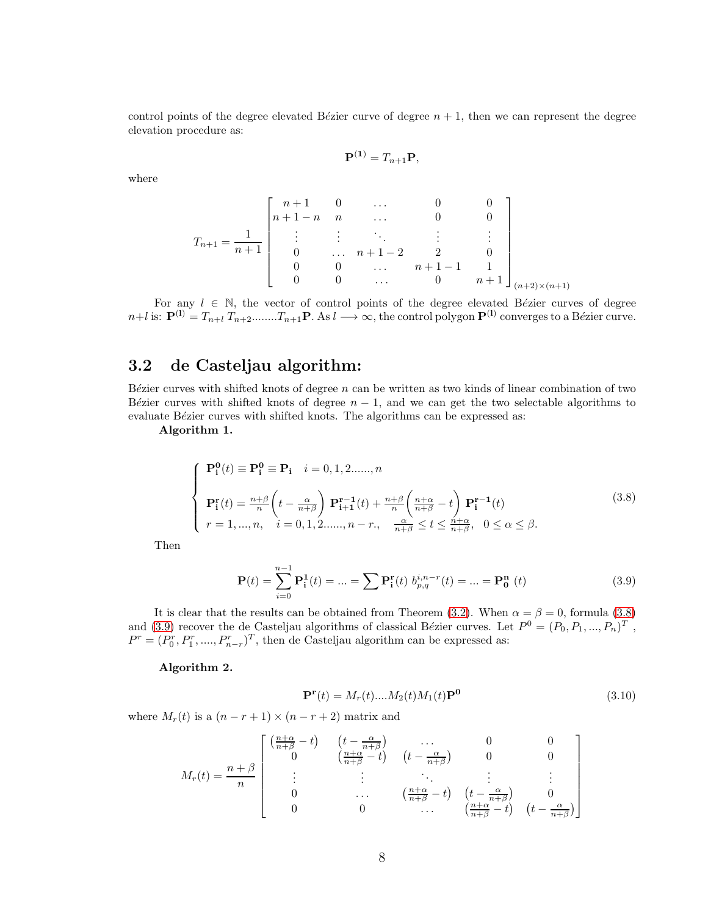control points of the degree elevated Bézier curve of degree $n+1$, then we can represent the degree elevation procedure as:

$$\mathbf{P^{(1)}} = T_{n+1}\mathbf{P},$$

where

$$T_{n+1} = \frac{1}{n+1}\begin{bmatrix} n+1 & 0 & \dots & 0 & 0 \\ n+1-n & n & \dots & 0 & 0 \\ \vdots & \vdots & \ddots & \vdots & \vdots \\ 0 & \dots & n+1-2 & 2 & 0 \\ 0 & 0 & \dots & n+1-1 & 1 \\ 0 & 0 & \dots & 0 & n+1 \end{bmatrix}_{(n+2)\times(n+1)}$$

For any $l \in \mathbb{N}$, the vector of control points of the degree elevated Bézier curves of degree $n+l$ is: $\mathbf{P^{(l)}} = T_{n+l}\, T_{n+2}........T_{n+1}\mathbf{P}$. As $l \longrightarrow \infty$, the control polygon $\mathbf{P^{(l)}}$ converges to a Bézier curve.

## 3.2 de Casteljau algorithm:

Bézier curves with shifted knots of degree $n$ can be written as two kinds of linear combination of two Bézier curves with shifted knots of degree $n-1$, and we can get the two selectable algorithms to evaluate Bézier curves with shifted knots. The algorithms can be expressed as:

**Algorithm 1.**

$$\begin{cases} \mathbf{P_i^0}(t) \equiv \mathbf{P_i^0} \equiv \mathbf{P_i} \quad i = 0, 1, 2......, n \\ \mathbf{P_i^r}(t) = \frac{n+\beta}{n}\left(t - \frac{\alpha}{n+\beta}\right)\, \mathbf{P_{i+1}^{r-1}}(t) + \frac{n+\beta}{n}\left(\frac{n+\alpha}{n+\beta} - t\right)\, \mathbf{P_i^{r-1}}(t) \\ r = 1, ..., n, \quad i = 0, 1, 2......, n-r., \quad \frac{\alpha}{n+\beta} \leq t \leq \frac{n+\alpha}{n+\beta}, \quad 0 \leq \alpha \leq \beta. \end{cases} \tag{3.8}$$

Then

$$\mathbf{P}(t) = \sum_{i=0}^{n-1} \mathbf{P_i^1}(t) = ... = \sum \mathbf{P_i^r}(t)\; b_{p,q}^{i,n-r}(t) = ... = \mathbf{P_0^n}\;(t) \tag{3.9}$$

It is clear that the results can be obtained from Theorem (3.2). When $\alpha = \beta = 0$, formula (3.8) and (3.9) recover the de Casteljau algorithms of classical Bézier curves. Let $P^0 = (P_0, P_1, ..., P_n)^T$ , $P^r = (P_0^r, P_1^r, ...., P_{n-r}^r)^T$, then de Casteljau algorithm can be expressed as:

**Algorithm 2.**

$$\mathbf{P^r}(t) = M_r(t)....M_2(t)M_1(t)\mathbf{P^0} \tag{3.10}$$

where $M_r(t)$ is a $(n-r+1) \times (n-r+2)$ matrix and

$$M_r(t) = \frac{n+\beta}{n}\begin{bmatrix} \left(\frac{n+\alpha}{n+\beta} - t\right) & \left(t - \frac{\alpha}{n+\beta}\right) & \dots & 0 & 0 \\ 0 & \left(\frac{n+\alpha}{n+\beta} - t\right) & \left(t - \frac{\alpha}{n+\beta}\right) & 0 & 0 \\ \vdots & \vdots & \ddots & \vdots & \vdots \\ 0 & \dots & \left(\frac{n+\alpha}{n+\beta} - t\right) & \left(t - \frac{\alpha}{n+\beta}\right) & 0 \\ 0 & 0 & \dots & \left(\frac{n+\alpha}{n+\beta} - t\right) & \left(t - \frac{\alpha}{n+\beta}\right) \end{bmatrix}$$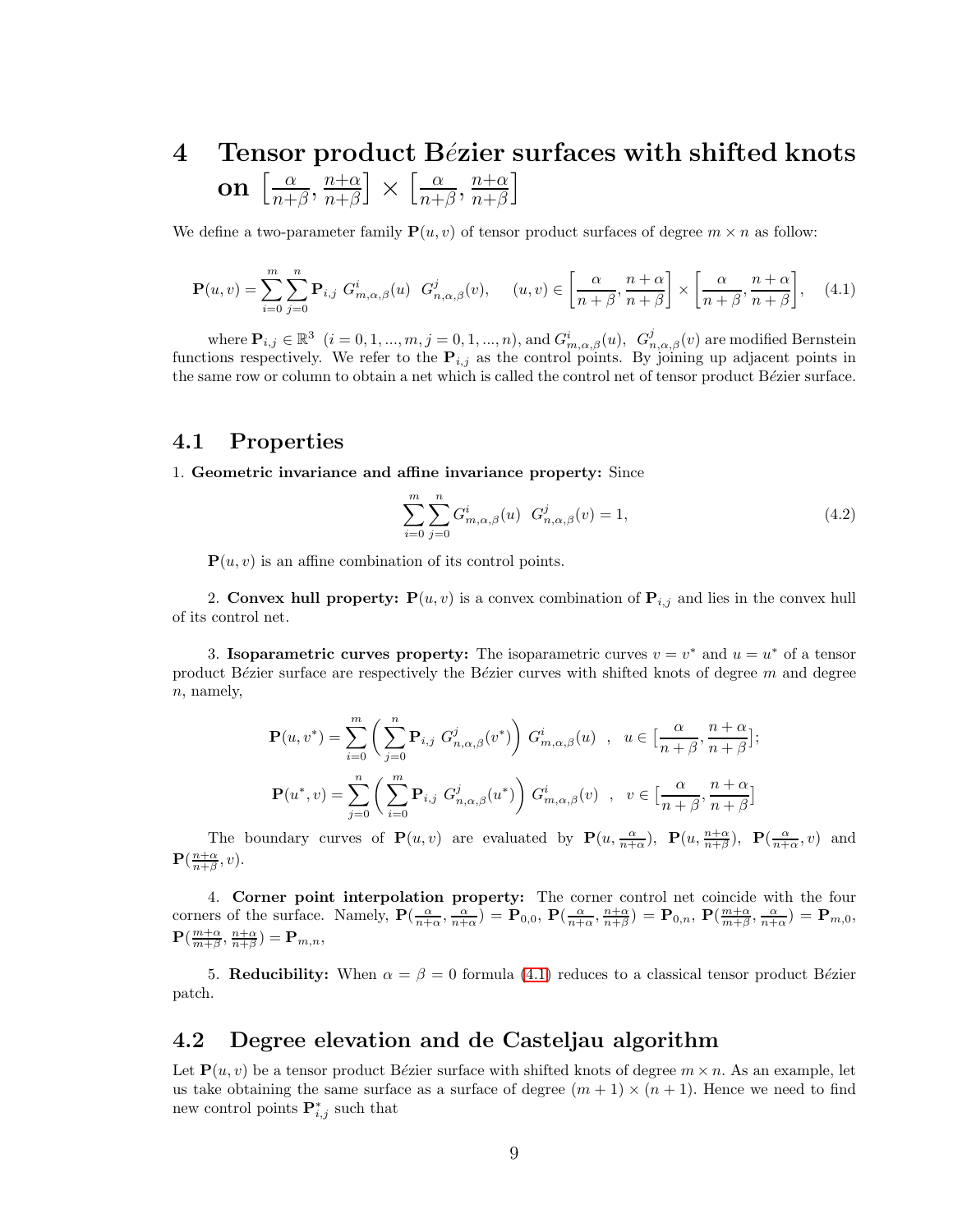# 4 Tensor product B*é*zier surfaces with shifted knots on $\left[\frac{\alpha}{n+\beta}, \frac{n+\alpha}{n+\beta}\right] \times \left[\frac{\alpha}{n+\beta}, \frac{n+\alpha}{n+\beta}\right]$

We define a two-parameter family $\mathbf{P}(u,v)$ of tensor product surfaces of degree $m \times n$ as follow:

$$\mathbf{P}(u,v) = \sum_{i=0}^{m} \sum_{j=0}^{n} \mathbf{P}_{i,j} \; G^{i}_{m,\alpha,\beta}(u) \;\; G^{j}_{n,\alpha,\beta}(v), \qquad (u,v) \in \left[\frac{\alpha}{n+\beta}, \frac{n+\alpha}{n+\beta}\right] \times \left[\frac{\alpha}{n+\beta}, \frac{n+\alpha}{n+\beta}\right], \tag{4.1}$$

where $\mathbf{P}_{i,j} \in \mathbb{R}^3 \;\; (i = 0, 1, ..., m, j = 0, 1, ..., n)$, and $G^{i}_{m,\alpha,\beta}(u), \;\; G^{j}_{n,\alpha,\beta}(v)$ are modified Bernstein functions respectively. We refer to the $\mathbf{P}_{i,j}$ as the control points. By joining up adjacent points in the same row or column to obtain a net which is called the control net of tensor product Bézier surface.

## 4.1 Properties

1. **Geometric invariance and affine invariance property:** Since

$$\sum_{i=0}^{m} \sum_{j=0}^{n} G^{i}_{m,\alpha,\beta}(u) \;\; G^{j}_{n,\alpha,\beta}(v) = 1, \tag{4.2}$$

$\mathbf{P}(u,v)$ is an affine combination of its control points.

2. **Convex hull property:** $\mathbf{P}(u,v)$ is a convex combination of $\mathbf{P}_{i,j}$ and lies in the convex hull of its control net.

3. **Isoparametric curves property:** The isoparametric curves $v = v^*$ and $u = u^*$ of a tensor product Bézier surface are respectively the Bézier curves with shifted knots of degree $m$ and degree $n$, namely,

$$\mathbf{P}(u,v^*) = \sum_{i=0}^{m} \left( \sum_{j=0}^{n} \mathbf{P}_{i,j} \; G^{j}_{n,\alpha,\beta}(v^*) \right) \; G^{i}_{m,\alpha,\beta}(u) \quad , \quad u \in \left[\frac{\alpha}{n+\beta}, \frac{n+\alpha}{n+\beta}\right];$$

$$\mathbf{P}(u^*,v) = \sum_{j=0}^{n} \left( \sum_{i=0}^{m} \mathbf{P}_{i,j} \; G^{j}_{n,\alpha,\beta}(u^*) \right) \; G^{i}_{m,\alpha,\beta}(v) \quad , \quad v \in \left[\frac{\alpha}{n+\beta}, \frac{n+\alpha}{n+\beta}\right]$$

The boundary curves of $\mathbf{P}(u,v)$ are evaluated by $\mathbf{P}(u, \frac{\alpha}{n+\alpha})$, $\mathbf{P}(u, \frac{n+\alpha}{n+\beta})$, $\mathbf{P}(\frac{\alpha}{n+\alpha}, v)$ and $\mathbf{P}(\frac{n+\alpha}{n+\beta}, v)$.

4. **Corner point interpolation property:** The corner control net coincide with the four corners of the surface. Namely, $\mathbf{P}(\frac{\alpha}{n+\alpha}, \frac{\alpha}{n+\alpha}) = \mathbf{P}_{0,0}$, $\mathbf{P}(\frac{\alpha}{n+\alpha}, \frac{n+\alpha}{n+\beta}) = \mathbf{P}_{0,n}$, $\mathbf{P}(\frac{m+\alpha}{m+\beta}, \frac{\alpha}{n+\alpha}) = \mathbf{P}_{m,0}$, $\mathbf{P}(\frac{m+\alpha}{m+\beta}, \frac{n+\alpha}{n+\beta}) = \mathbf{P}_{m,n}$,

5. **Reducibility:** When $\alpha = \beta = 0$ formula (4.1) reduces to a classical tensor product Bézier patch.

## 4.2 Degree elevation and de Casteljau algorithm

Let $\mathbf{P}(u,v)$ be a tensor product Bézier surface with shifted knots of degree $m \times n$. As an example, let us take obtaining the same surface as a surface of degree $(m+1) \times (n+1)$. Hence we need to find new control points $\mathbf{P}^*_{i,j}$ such that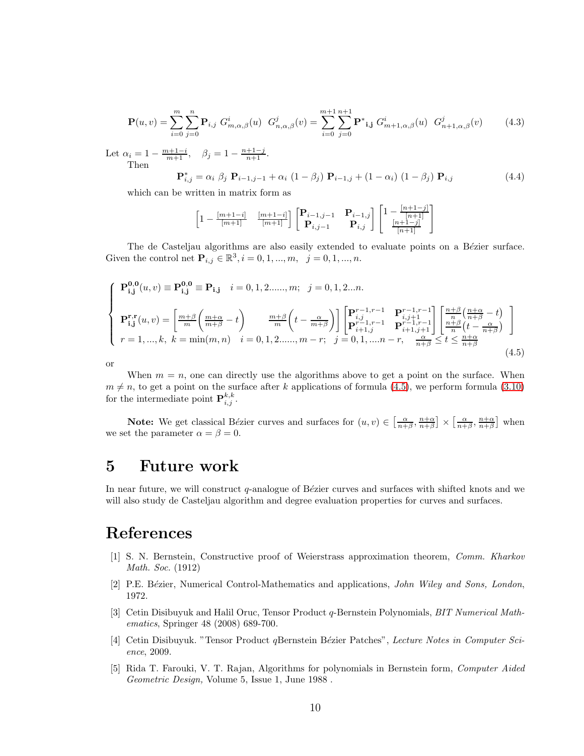$$\mathbf{P}(u,v)=\sum_{i=0}^{m}\sum_{j=0}^{n}\mathbf{P}_{i,j}\ G^{i}_{m,\alpha,\beta}(u)\ \ G^{j}_{n,\alpha,\beta}(v)=\sum_{i=0}^{m+1}\sum_{j=0}^{n+1}\mathbf{P^{*}}_{\mathbf{i},\mathbf{j}}\ G^{i}_{m+1,\alpha,\beta}(u)\ \ G^{j}_{n+1,\alpha,\beta}(v) \tag{4.3}$$

Let $\alpha_i = 1 - \frac{m+1-i}{m+1}, \quad \beta_j = 1 - \frac{n+1-j}{n+1}$.

Then

$$\mathbf{P}^{*}_{i,j} = \alpha_i\ \beta_j\ \mathbf{P}_{i-1,j-1} + \alpha_i\ (1-\beta_j)\ \mathbf{P}_{i-1,j} + (1-\alpha_i)\ (1-\beta_j)\ \mathbf{P}_{i,j} \tag{4.4}$$

which can be written in matrix form as

$$\begin{bmatrix} 1-\frac{[m+1-i]}{[m+1]} & \frac{[m+1-i]}{[m+1]} \end{bmatrix} \begin{bmatrix} \mathbf{P}_{i-1,j-1} & \mathbf{P}_{i-1,j} \\ \mathbf{P}_{i,j-1} & \mathbf{P}_{i,j} \end{bmatrix} \begin{bmatrix} 1-\frac{[n+1-j]}{[n+1]} \\ \frac{[n+1-j]}{[n+1]} \end{bmatrix}$$

The de Casteljau algorithms are also easily extended to evaluate points on a Bézier surface. Given the control net $\mathbf{P}_{i,j} \in \mathbb{R}^3, i = 0,1,...,m, \quad j = 0,1,...,n$.

$$\begin{cases} \mathbf{P^{0,0}_{i,j}}(u,v) \equiv \mathbf{P^{0,0}_{i,j}} \equiv \mathbf{P_{i,j}} \quad i = 0,1,2......,m; \quad j = 0,1,2...n. \\ \mathbf{P^{r,r}_{i,j}}(u,v) = \left[\frac{m+\beta}{m}\left(\frac{m+\alpha}{m+\beta} - t\right) \qquad \frac{m+\beta}{m}\left(t - \frac{\alpha}{m+\beta}\right)\right] \begin{bmatrix} \mathbf{P}^{r-1,r-1}_{i,j} & \mathbf{P}^{r-1,r-1}_{i,j+1} \\ \mathbf{P}^{r-1,r-1}_{i+1,j} & \mathbf{P}^{r-1,r-1}_{i+1,j+1} \end{bmatrix} \begin{bmatrix} \frac{n+\beta}{n}\left(\frac{n+\alpha}{n+\beta} - t\right) \\ \frac{n+\beta}{n}\left(t - \frac{\alpha}{n+\beta}\right) \end{bmatrix} \\ r = 1,...,k, \ k = \min(m,n) \quad i = 0,1,2......,m-r; \quad j = 0,1,....n-r, \quad \frac{\alpha}{n+\beta} \le t \le \frac{n+\alpha}{n+\beta} \end{cases} \tag{4.5}$$

or

When $m = n$, one can directly use the algorithms above to get a point on the surface. When $m \neq n$, to get a point on the surface after $k$ applications of formula (4.5), we perform formula (3.10) for the intermediate point $\mathbf{P}^{k,k}_{i,j}$.

**Note:** We get classical Bézier curves and surfaces for $(u,v) \in \left[\frac{\alpha}{n+\beta}, \frac{n+\alpha}{n+\beta}\right] \times \left[\frac{\alpha}{n+\beta}, \frac{n+\alpha}{n+\beta}\right]$ when we set the parameter $\alpha = \beta = 0$.

# 5 Future work

In near future, we will construct $q$-analogue of Bézier curves and surfaces with shifted knots and we will also study de Casteljau algorithm and degree evaluation properties for curves and surfaces.

# References

[1] S. N. Bernstein, Constructive proof of Weierstrass approximation theorem, *Comm. Kharkov Math. Soc.* (1912)

[2] P.E. Bézier, Numerical Control-Mathematics and applications, *John Wiley and Sons, London*, 1972.

[3] Cetin Disibuyuk and Halil Oruc, Tensor Product $q$-Bernstein Polynomials, *BIT Numerical Mathematics*, Springer 48 (2008) 689-700.

[4] Cetin Disibuyuk. "Tensor Product $q$Bernstein Bézier Patches", *Lecture Notes in Computer Science*, 2009.

[5] Rida T. Farouki, V. T. Rajan, Algorithms for polynomials in Bernstein form, *Computer Aided Geometric Design,* Volume 5, Issue 1, June 1988 .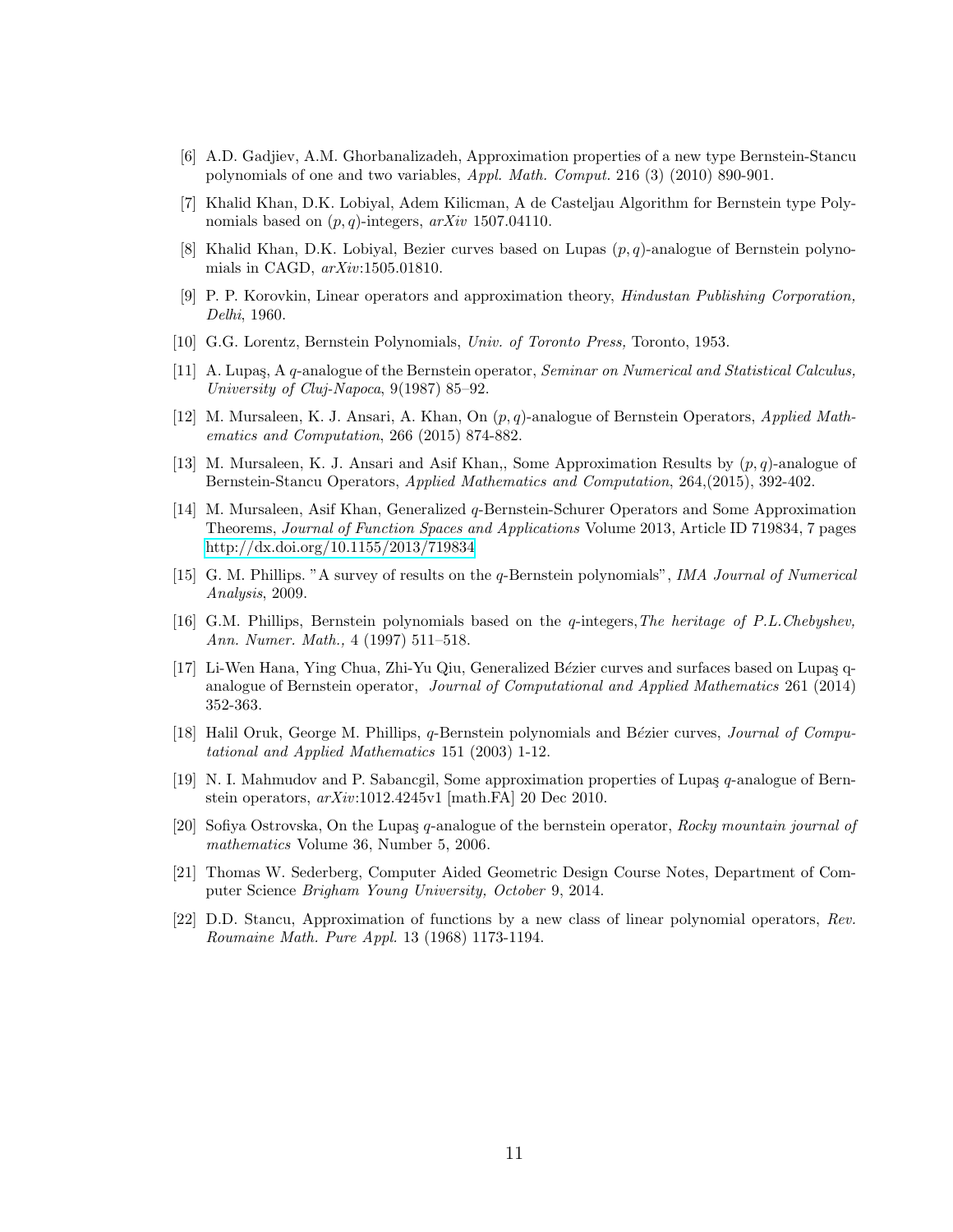[6] A.D. Gadjiev, A.M. Ghorbanalizadeh, Approximation properties of a new type Bernstein-Stancu polynomials of one and two variables, *Appl. Math. Comput.* 216 (3) (2010) 890-901.

[7] Khalid Khan, D.K. Lobiyal, Adem Kilicman, A de Casteljau Algorithm for Bernstein type Polynomials based on $(p, q)$-integers, *arXiv* 1507.04110.

[8] Khalid Khan, D.K. Lobiyal, Bezier curves based on Lupas $(p, q)$-analogue of Bernstein polynomials in CAGD, *arXiv*:1505.01810.

[9] P. P. Korovkin, Linear operators and approximation theory, *Hindustan Publishing Corporation, Delhi*, 1960.

[10] G.G. Lorentz, Bernstein Polynomials, *Univ. of Toronto Press,* Toronto, 1953.

[11] A. Lupaş, A $q$-analogue of the Bernstein operator, *Seminar on Numerical and Statistical Calculus, University of Cluj-Napoca*, 9(1987) 85–92.

[12] M. Mursaleen, K. J. Ansari, A. Khan, On $(p, q)$-analogue of Bernstein Operators, *Applied Mathematics and Computation*, 266 (2015) 874-882.

[13] M. Mursaleen, K. J. Ansari and Asif Khan,, Some Approximation Results by $(p, q)$-analogue of Bernstein-Stancu Operators, *Applied Mathematics and Computation*, 264,(2015), 392-402.

[14] M. Mursaleen, Asif Khan, Generalized $q$-Bernstein-Schurer Operators and Some Approximation Theorems, *Journal of Function Spaces and Applications* Volume 2013, Article ID 719834, 7 pages http://dx.doi.org/10.1155/2013/719834

[15] G. M. Phillips. "A survey of results on the $q$-Bernstein polynomials", *IMA Journal of Numerical Analysis*, 2009.

[16] G.M. Phillips, Bernstein polynomials based on the $q$-integers,*The heritage of P.L.Chebyshev, Ann. Numer. Math.,* 4 (1997) 511–518.

[17] Li-Wen Hana, Ying Chua, Zhi-Yu Qiu, Generalized Bézier curves and surfaces based on Lupaş q-analogue of Bernstein operator, *Journal of Computational and Applied Mathematics* 261 (2014) 352-363.

[18] Halil Oruk, George M. Phillips, $q$-Bernstein polynomials and Bézier curves, *Journal of Computational and Applied Mathematics* 151 (2003) 1-12.

[19] N. I. Mahmudov and P. Sabancgil, Some approximation properties of Lupaş $q$-analogue of Bernstein operators, *arXiv*:1012.4245v1 [math.FA] 20 Dec 2010.

[20] Sofiya Ostrovska, On the Lupaş $q$-analogue of the bernstein operator, *Rocky mountain journal of mathematics* Volume 36, Number 5, 2006.

[21] Thomas W. Sederberg, Computer Aided Geometric Design Course Notes, Department of Computer Science *Brigham Young University, October* 9, 2014.

[22] D.D. Stancu, Approximation of functions by a new class of linear polynomial operators, *Rev. Roumaine Math. Pure Appl.* 13 (1968) 1173-1194.